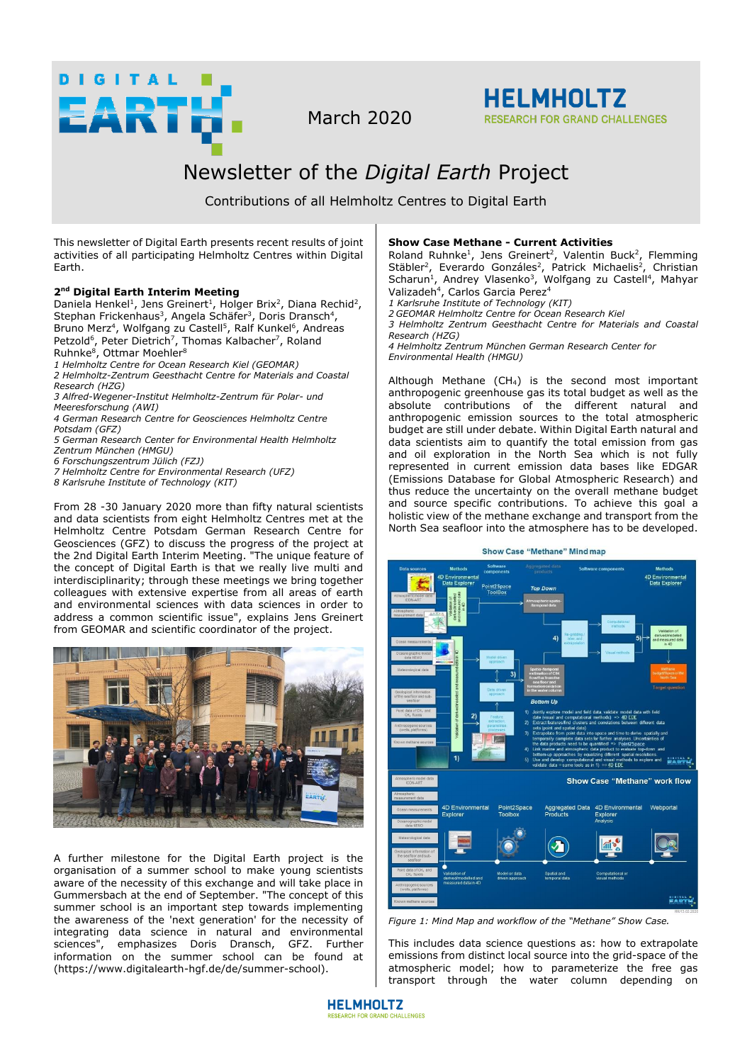March 2020

# Newsletter of the *Digital Earth* Project

Contributions of all Helmholtz Centres to Digital Earth

This newsletter of Digital Earth presents recent results of joint activities of all participating Helmholtz Centres within Digital Earth.

## 2nd Digital Earth Interim Meeting

Daniela Henkel[1], Jens Greinert[1], Holger Brix[2], Diana Rechid[2], Stephan Frickenhaus[3], Angela Schäfer[3], Doris Dransch[4], Bruno Merz[4], Wolfgang zu Castell[5], Ralf Kunkel[6], Andreas Petzold[6], Peter Dietrich[7], Thomas Kalbacher[7], Roland Ruhnke[8], Ottmar Moehler[8]

*1 Helmholtz Centre for Ocean Research Kiel (GEOMAR)*
*2 Helmholtz-Zentrum Geesthacht Centre for Materials and Coastal Research (HZG)*
*3 Alfred-Wegener-Institut Helmholtz-Zentrum für Polar- und Meeresforschung (AWI)*
*4 German Research Centre for Geosciences Helmholtz Centre Potsdam (GFZ)*
*5 German Research Center for Environmental Health Helmholtz Zentrum München (HMGU)*
*6 Forschungszentrum Jülich (FZJ)*
*7 Helmholtz Centre for Environmental Research (UFZ)*
*8 Karlsruhe Institute of Technology (KIT)*

From 28 -30 January 2020 more than fifty natural scientists and data scientists from eight Helmholtz Centres met at the Helmholtz Centre Potsdam German Research Centre for Geosciences (GFZ) to discuss the progress of the project at the 2nd Digital Earth Interim Meeting. "The unique feature of the concept of Digital Earth is that we really live multi and interdisciplinarity; through these meetings we bring together colleagues with extensive expertise from all areas of earth and environmental sciences with data sciences in order to address a common scientific issue", explains Jens Greinert from GEOMAR and scientific coordinator of the project.

A further milestone for the Digital Earth project is the organisation of a summer school to make young scientists aware of the necessity of this exchange and will take place in Gummersbach at the end of September. "The concept of this summer school is an important step towards implementing the awareness of the 'next generation' for the necessity of integrating data science in natural and environmental sciences", emphasizes Doris Dransch, GFZ. Further information on the summer school can be found at (https://www.digitalearth-hgf.de/de/summer-school).

## Show Case Methane - Current Activities

Roland Ruhnke[1], Jens Greinert[2], Valentin Buck[2], Flemming Stäbler[2], Everardo Gonzáles[2], Patrick Michaelis[2], Christian Scharun[1], Andrey Vlasenko[3], Wolfgang zu Castell[4], Mahyar Valizadeh[4], Carlos Garcia Perez[4]

*1 Karlsruhe Institute of Technology (KIT)*
*2 GEOMAR Helmholtz Centre for Ocean Research Kiel*
*3 Helmholtz Zentrum Geesthacht Centre for Materials and Coastal Research (HZG)*
*4 Helmholtz Zentrum München German Research Center for Environmental Health (HMGU)*

Although Methane ($CH_4$) is the second most important anthropogenic greenhouse gas its total budget as well as the absolute contributions of the different natural and anthropogenic emission sources to the total atmospheric budget are still under debate. Within Digital Earth natural and data scientists aim to quantify the total emission from gas and oil exploration in the North Sea which is not fully represented in current emission data bases like EDGAR (Emissions Database for Global Atmospheric Research) and thus reduce the uncertainty on the overall methane budget and source specific contributions. To achieve this goal a holistic view of the methane exchange and transport from the North Sea seafloor into the atmosphere has to be developed.

*Figure 1: Mind Map and workflow of the "Methane" Show Case.*

This includes data science questions as: how to extrapolate emissions from distinct local source into the grid-space of the atmospheric model; how to parameterize the free gas transport through the water column depending on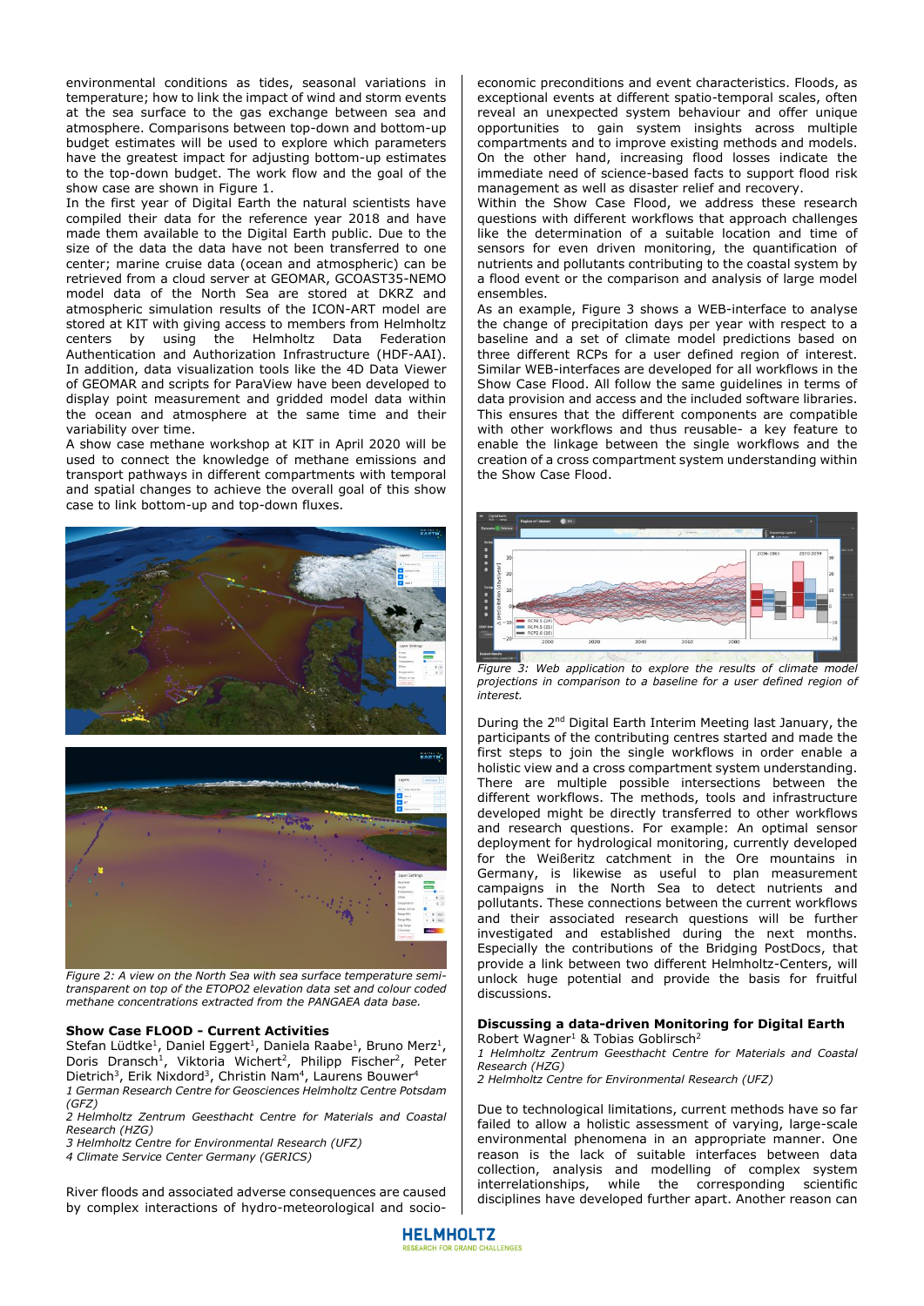environmental conditions as tides, seasonal variations in temperature; how to link the impact of wind and storm events at the sea surface to the gas exchange between sea and atmosphere. Comparisons between top-down and bottom-up budget estimates will be used to explore which parameters have the greatest impact for adjusting bottom-up estimates to the top-down budget. The work flow and the goal of the show case are shown in Figure 1.

In the first year of Digital Earth the natural scientists have compiled their data for the reference year 2018 and have made them available to the Digital Earth public. Due to the size of the data the data have not been transferred to one center; marine cruise data (ocean and atmospheric) can be retrieved from a cloud server at GEOMAR, GCOAST35-NEMO model data of the North Sea are stored at DKRZ and atmospheric simulation results of the ICON-ART model are stored at KIT with giving access to members from Helmholtz centers by using the Helmholtz Data Federation Authentication and Authorization Infrastructure (HDF-AAI). In addition, data visualization tools like the 4D Data Viewer of GEOMAR and scripts for ParaView have been developed to display point measurement and gridded model data within the ocean and atmosphere at the same time and their variability over time.

A show case methane workshop at KIT in April 2020 will be used to connect the knowledge of methane emissions and transport pathways in different compartments with temporal and spatial changes to achieve the overall goal of this show case to link bottom-up and top-down fluxes.

*Figure 2: A view on the North Sea with sea surface temperature semi-transparent on top of the ETOPO2 elevation data set and colour coded methane concentrations extracted from the PANGAEA data base.*

### Show Case FLOOD - Current Activities

Stefan Lüdtke[1], Daniel Eggert[1], Daniela Raabe[1], Bruno Merz[1], Doris Dransch[1], Viktoria Wichert[2], Philipp Fischer[2], Peter Dietrich[3], Erik Nixdorf[3], Christin Nam[4], Laurens Bouwer[4]

*1 German Research Centre for Geosciences Helmholtz Centre Potsdam (GFZ)*
*2 Helmholtz Zentrum Geesthacht Centre for Materials and Coastal Research (HZG)*
*3 Helmholtz Centre for Environmental Research (UFZ)*
*4 Climate Service Center Germany (GERICS)*

River floods and associated adverse consequences are caused by complex interactions of hydro-meteorological and socio-economic preconditions and event characteristics. Floods, as exceptional events at different spatio-temporal scales, often reveal an unexpected system behaviour and offer unique opportunities to gain system insights across multiple compartments and to improve existing methods and models. On the other hand, increasing flood losses indicate the immediate need of science-based facts to support flood risk management as well as disaster relief and recovery.

Within the Show Case Flood, we address these research questions with different workflows that approach challenges like the determination of a suitable location and time of sensors for even driven monitoring, the quantification of nutrients and pollutants contributing to the coastal system by a flood event or the comparison and analysis of large model ensembles.

As an example, Figure 3 shows a WEB-interface to analyse the change of precipitation days per year with respect to a baseline and a set of climate model predictions based on three different RCPs for a user defined region of interest. Similar WEB-interfaces are developed for all workflows in the Show Case Flood. All follow the same guidelines in terms of data provision and access and the included software libraries. This ensures that the different components are compatible with other workflows and thus reusable- a key feature to enable the linkage between the single workflows and the creation of a cross compartment system understanding within the Show Case Flood.

*Figure 3: Web application to explore the results of climate model projections in comparison to a baseline for a user defined region of interest.*

During the 2nd Digital Earth Interim Meeting last January, the participants of the contributing centres started and made the first steps to join the single workflows in order enable a holistic view and a cross compartment system understanding. There are multiple possible intersections between the different workflows. The methods, tools and infrastructure developed might be directly transferred to other workflows and research questions. For example: An optimal sensor deployment for hydrological monitoring, currently developed for the Weißeritz catchment in the Ore mountains in Germany, is likewise as useful to plan measurement campaigns in the North Sea to detect nutrients and pollutants. These connections between the current workflows and their associated research questions will be further investigated and established during the next months. Especially the contributions of the Bridging PostDocs, that provide a link between two different Helmholtz-Centers, will unlock huge potential and provide the basis for fruitful discussions.

### Discussing a data-driven Monitoring for Digital Earth

Robert Wagner[1] & Tobias Goblirsch[2]

*1 Helmholtz Zentrum Geesthacht Centre for Materials and Coastal Research (HZG)*
*2 Helmholtz Centre for Environmental Research (UFZ)*

Due to technological limitations, current methods have so far failed to allow a holistic assessment of varying, large-scale environmental phenomena in an appropriate manner. One reason is the lack of suitable interfaces between data collection, analysis and modelling of complex system interrelationships, while the corresponding scientific disciplines have developed further apart. Another reason can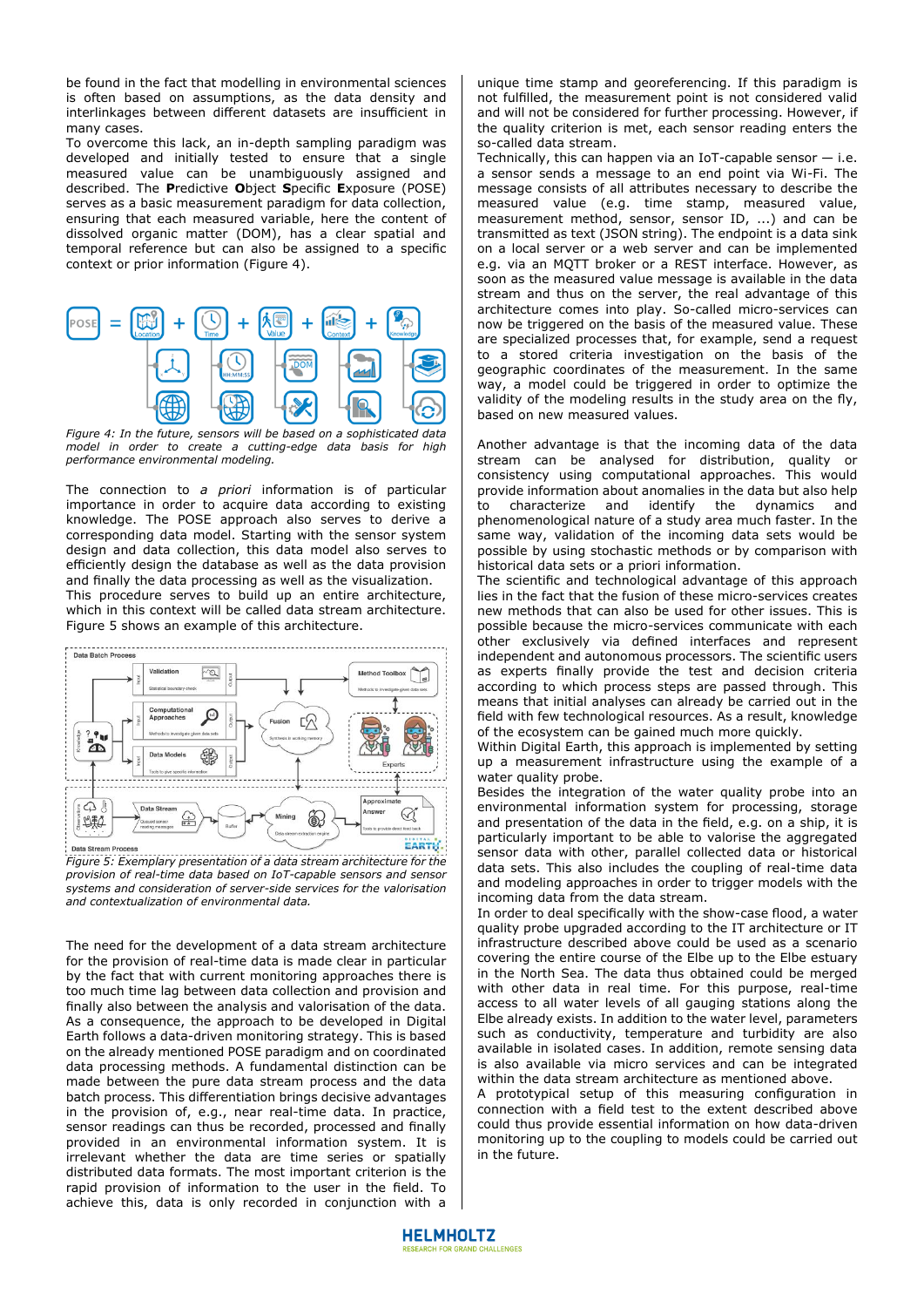be found in the fact that modelling in environmental sciences is often based on assumptions, as the data density and interlinkages between different datasets are insufficient in many cases.

To overcome this lack, an in-depth sampling paradigm was developed and initially tested to ensure that a single measured value can be unambiguously assigned and described. The **P**redictive **O**bject **S**pecific **E**xposure (POSE) serves as a basic measurement paradigm for data collection, ensuring that each measured variable, here the content of dissolved organic matter (DOM), has a clear spatial and temporal reference but can also be assigned to a specific context or prior information (Figure 4).

POSE = Location + Time + Value + Context + Knowledge

HH:MM:SS

DOM

*Figure 4: In the future, sensors will be based on a sophisticated data model in order to create a cutting-edge data basis for high performance environmental modeling.*

The connection to *a priori* information is of particular importance in order to acquire data according to existing knowledge. The POSE approach also serves to derive a corresponding data model. Starting with the sensor system design and data collection, this data model also serves to efficiently design the database as well as the data provision and finally the data processing as well as the visualization. This procedure serves to build up an entire architecture, which in this context will be called data stream architecture. Figure 5 shows an example of this architecture.

Data Batch Process

Validation

Statistical boundary check

Computational Approaches

Methods to investigate given data sets

Data Models

Tools to use specific information

Method Toolbox

Methods to investigate given data sets

Fusion

Synthesis in working memory

Experts

Knowledge

Observations

Data Stream

Queued sensor reading messages

Buffer

Mining

Data stream extraction engine

Approximate Answer

Tools to provide direct feed back

Data Stream Process

DIGITAL EARTH

*Figure 5: Exemplary presentation of a data stream architecture for the provision of real-time data based on IoT-capable sensors and sensor systems and consideration of server-side services for the valorisation and contextualization of environmental data.*

The need for the development of a data stream architecture for the provision of real-time data is made clear in particular by the fact that with current monitoring approaches there is too much time lag between data collection and provision and finally also between the analysis and valorisation of the data. As a consequence, the approach to be developed in Digital Earth follows a data-driven monitoring strategy. This is based on the already mentioned POSE paradigm and on coordinated data processing methods. A fundamental distinction can be made between the pure data stream process and the data batch process. This differentiation brings decisive advantages in the provision of, e.g., near real-time data. In practice, sensor readings can thus be recorded, processed and finally provided in an environmental information system. It is irrelevant whether the data are time series or spatially distributed data formats. The most important criterion is the rapid provision of information to the user in the field. To achieve this, data is only recorded in conjunction with a unique time stamp and georeferencing. If this paradigm is not fulfilled, the measurement point is not considered valid and will not be considered for further processing. However, if the quality criterion is met, each sensor reading enters the so-called data stream.

Technically, this can happen via an IoT-capable sensor — i.e. a sensor sends a message to an end point via Wi-Fi. The message consists of all attributes necessary to describe the measured value (e.g. time stamp, measured value, measurement method, sensor, sensor ID, ...) and can be transmitted as text (JSON string). The endpoint is a data sink on a local server or a web server and can be implemented e.g. via an MQTT broker or a REST interface. However, as soon as the measured value message is available in the data stream and thus on the server, the real advantage of this architecture comes into play. So-called micro-services can now be triggered on the basis of the measured value. These are specialized processes that, for example, send a request to a stored criteria investigation on the basis of the geographic coordinates of the measurement. In the same way, a model could be triggered in order to optimize the validity of the modeling results in the study area on the fly, based on new measured values.

Another advantage is that the incoming data of the data stream can be analysed for distribution, quality or consistency using computational approaches. This would provide information about anomalies in the data but also help to characterize and identify the dynamics and phenomenological nature of a study area much faster. In the same way, validation of the incoming data sets would be possible by using stochastic methods or by comparison with historical data sets or a priori information.

The scientific and technological advantage of this approach lies in the fact that the fusion of these micro-services creates new methods that can also be used for other issues. This is possible because the micro-services communicate with each other exclusively via defined interfaces and represent independent and autonomous processors. The scientific users as experts finally provide the test and decision criteria according to which process steps are passed through. This means that initial analyses can already be carried out in the field with few technological resources. As a result, knowledge of the ecosystem can be gained much more quickly.

Within Digital Earth, this approach is implemented by setting up a measurement infrastructure using the example of a water quality probe.

Besides the integration of the water quality probe into an environmental information system for processing, storage and presentation of the data in the field, e.g. on a ship, it is particularly important to be able to valorise the aggregated sensor data with other, parallel collected data or historical data sets. This also includes the coupling of real-time data and modeling approaches in order to trigger models with the incoming data from the data stream.

In order to deal specifically with the show-case flood, a water quality probe upgraded according to the IT architecture or IT infrastructure described above could be used as a scenario covering the entire course of the Elbe up to the Elbe estuary in the North Sea. The data thus obtained could be merged with other data in real time. For this purpose, real-time access to all water levels of all gauging stations along the Elbe already exists. In addition to the water level, parameters such as conductivity, temperature and turbidity are also available in isolated cases. In addition, remote sensing data is also available via micro services and can be integrated within the data stream architecture as mentioned above.

A prototypical setup of this measuring configuration in connection with a field test to the extent described above could thus provide essential information on how data-driven monitoring up to the coupling to models could be carried out in the future.